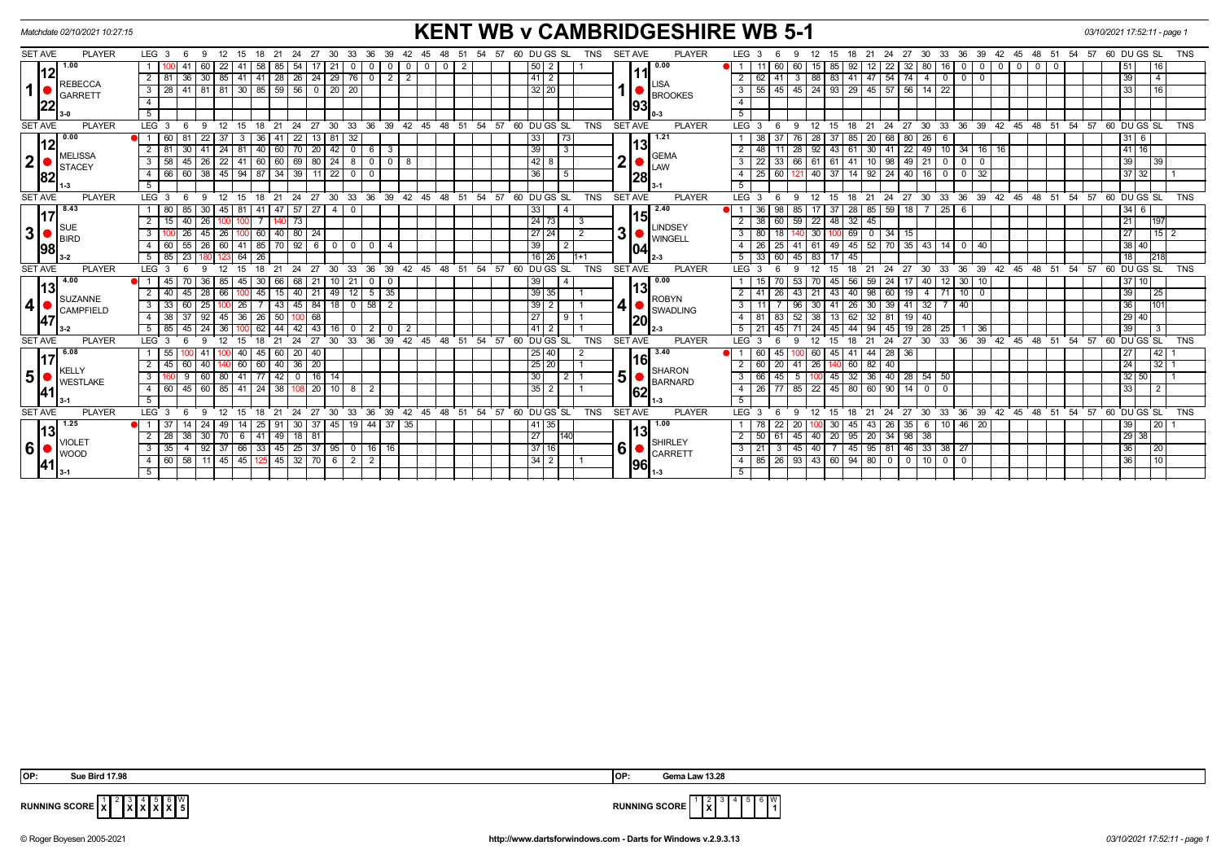# KENT WB v CAMBRIDGESHIRE WB 5-1

Matchdate 02/10/2021 10:27:15

## Set 1

| SET AVE | PLAYER | LEG | 3 | 6 | 9 | 12 | 15 | 18 | 21 | 24 | 27 | 30 | 33 | 36 | 39 | 42 | 45 | 48 | 51 | 54 | 57 | 60 | DU | GS | SL | TNS |
|---|---|---|---|---|---|---|---|---|---|---|---|---|---|---|---|---|---|---|---|---|---|---|---|---|---|---|
| 12.22 | REBECCA GARRETT (1.00) 3-0 | 1 | 100 | 41 | 60 | 22 | 41 | 58 | 85 | 54 | 17 | 21 | 0 | 0 | 0 | 0 | 0 | 0 | 2 | | | | 50 | 2 | | 1 |
| | | 2 | 81 | 36 | 30 | 85 | 41 | 41 | 28 | 26 | 24 | 29 | 76 | 0 | 2 | 2 | | | | | | | 41 | 2 | | |
| | | 3 | 28 | 41 | 81 | 81 | 30 | 85 | 59 | 56 | 0 | 20 | 20 | | | | | | | | | | 32 | 20 | | |

| SET AVE | PLAYER | LEG | 3 | 6 | 9 | 12 | 15 | 18 | 21 | 24 | 27 | 30 | 33 | 36 | 39 | 42 | 45 | 48 | 51 | 54 | 57 | 60 | DU | GS | SL | TNS |
|---|---|---|---|---|---|---|---|---|---|---|---|---|---|---|---|---|---|---|---|---|---|---|---|---|---|---|
| 11.93 | LISA BROOKES (0.00) 0-3 | 1 | 11 | 60 | 60 | 15 | 85 | 92 | 12 | 22 | 32 | 80 | 16 | 0 | 0 | 0 | 0 | 0 | 0 | | | | 51 | | 16 | |
| | | 2 | 62 | 41 | 3 | 88 | 83 | 41 | 47 | 54 | 74 | 4 | 0 | 0 | 0 | | | | | | | | 39 | | 4 | |
| | | 3 | 55 | 45 | 45 | 24 | 93 | 29 | 45 | 57 | 56 | 14 | 22 | | | | | | | | | | 33 | | 16 | |

## Set 2

| SET AVE | PLAYER | LEG | 3 | 6 | 9 | 12 | 15 | 18 | 21 | 24 | 27 | 30 | 33 | 36 | 39 | 42 | 45 | 48 | 51 | 54 | 57 | 60 | DU | GS | SL | TNS |
|---|---|---|---|---|---|---|---|---|---|---|---|---|---|---|---|---|---|---|---|---|---|---|---|---|---|---|
| 12.82 | MELISSA STACEY (0.00) 1-3 | 1 | 60 | 81 | 22 | 37 | 3 | 36 | 41 | 22 | 13 | 81 | 32 | | | | | | | | | | 33 | | 73 | |
| | | 2 | 81 | 30 | 41 | 24 | 81 | 40 | 60 | 70 | 20 | 42 | 0 | 6 | 3 | | | | | | | | 39 | | 3 | |
| | | 3 | 58 | 45 | 26 | 22 | 41 | 60 | 60 | 69 | 80 | 24 | 8 | 0 | 0 | 8 | | | | | | | 42 | 8 | | |
| | | 4 | 66 | 60 | 38 | 45 | 94 | 87 | 34 | 39 | 11 | 22 | 0 | 0 | | | | | | | | | 36 | | 5 | |

| SET AVE | PLAYER | LEG | 3 | 6 | 9 | 12 | 15 | 18 | 21 | 24 | 27 | 30 | 33 | 36 | 39 | 42 | 45 | 48 | 51 | 54 | 57 | 60 | DU | GS | SL | TNS |
|---|---|---|---|---|---|---|---|---|---|---|---|---|---|---|---|---|---|---|---|---|---|---|---|---|---|---|
| 13.28 | GEMA LAW (1.21) 3-1 | 1 | 38 | 37 | 76 | 28 | 37 | 85 | 20 | 68 | 80 | 26 | 6 | | | | | | | | | | 31 | 6 | | |
| | | 2 | 48 | 11 | 28 | 92 | 43 | 61 | 30 | 41 | 22 | 49 | 10 | 34 | 16 | 16 | | | | | | | 41 | 16 | | |
| | | 3 | 22 | 33 | 66 | 61 | 61 | 41 | 10 | 98 | 49 | 21 | 0 | 0 | 0 | | | | | | | | 39 | | 39 | |
| | | 4 | 25 | 60 | 121 | 40 | 37 | 14 | 92 | 24 | 40 | 16 | 0 | 0 | 32 | | | | | | | | 37 | 32 | | 1 |

## Set 3

| SET AVE | PLAYER | LEG | 3 | 6 | 9 | 12 | 15 | 18 | 21 | 24 | 27 | 30 | 33 | 36 | 39 | 42 | 45 | 48 | 51 | 54 | 57 | 60 | DU | GS | SL | TNS |
|---|---|---|---|---|---|---|---|---|---|---|---|---|---|---|---|---|---|---|---|---|---|---|---|---|---|---|
| 17.98 | SUE BIRD (8.43) 3-2 | 1 | 80 | 85 | 30 | 45 | 81 | 41 | 47 | 57 | 27 | 4 | 0 | | | | | | | | | | 33 | | 4 | |
| | | 2 | 15 | 40 | 26 | 100 | 100 | 7 | 140 | 73 | | | | | | | | | | | | | 24 | 73 | | 3 |
| | | 3 | 100 | 26 | 45 | 26 | 100 | 60 | 40 | 80 | 24 | | | | | | | | | | | | 27 | 24 | | 2 |
| | | 4 | 60 | 55 | 26 | 60 | 41 | 85 | 70 | 92 | 6 | 0 | 0 | 0 | 4 | | | | | | | | 39 | | 2 | |
| | | 5 | 85 | 23 | 180 | 123 | 64 | 26 | | | | | | | | | | | | | | | 16 | 26 | | 1+1 |

| SET AVE | PLAYER | LEG | 3 | 6 | 9 | 12 | 15 | 18 | 21 | 24 | 27 | 30 | 33 | 36 | 39 | 42 | 45 | 48 | 51 | 54 | 57 | 60 | DU | GS | SL | TNS |
|---|---|---|---|---|---|---|---|---|---|---|---|---|---|---|---|---|---|---|---|---|---|---|---|---|---|---|
| 15.04 | LINDSEY WINGELL (2.40) 2-3 | 1 | 36 | 98 | 85 | 17 | 37 | 28 | 85 | 59 | 18 | 7 | 25 | 6 | | | | | | | | | 34 | 6 | | |
| | | 2 | 38 | 60 | 59 | 22 | 48 | 32 | 45 | | | | | | | | | | | | | | 21 | | 197 | |
| | | 3 | 80 | 18 | 140 | 30 | 100 | 69 | 0 | 34 | 15 | | | | | | | | | | | | 27 | | 15 | 2 |
| | | 4 | 26 | 25 | 41 | 61 | 49 | 45 | 52 | 70 | 35 | 43 | 14 | 0 | 40 | | | | | | | | 38 | 40 | | |
| | | 5 | 33 | 60 | 45 | 83 | 17 | 45 | | | | | | | | | | | | | | | 18 | | 218 | |

## Set 4

| SET AVE | PLAYER | LEG | 3 | 6 | 9 | 12 | 15 | 18 | 21 | 24 | 27 | 30 | 33 | 36 | 39 | 42 | 45 | 48 | 51 | 54 | 57 | 60 | DU | GS | SL | TNS |
|---|---|---|---|---|---|---|---|---|---|---|---|---|---|---|---|---|---|---|---|---|---|---|---|---|---|---|
| 13.47 | SUZANNE CAMPFIELD (4.00) 3-2 | 1 | 45 | 70 | 36 | 85 | 45 | 30 | 66 | 68 | 21 | 10 | 21 | 0 | 0 | | | | | | | | 39 | | 4 | |
| | | 2 | 40 | 45 | 28 | 66 | 100 | 45 | 15 | 40 | 21 | 49 | 12 | 5 | 35 | | | | | | | | 39 | 35 | | 1 |
| | | 3 | 33 | 60 | 25 | 100 | 26 | 7 | 43 | 45 | 84 | 18 | 0 | 58 | 2 | | | | | | | | 39 | 2 | | 1 |
| | | 4 | 38 | 37 | 92 | 45 | 36 | 26 | 50 | 100 | 68 | | | | | | | | | | | | 27 | | 9 | 1 |
| | | 5 | 85 | 45 | 24 | 36 | 100 | 62 | 44 | 42 | 43 | 16 | 0 | 2 | 0 | 2 | | | | | | | 41 | 2 | | 1 |

| SET AVE | PLAYER | LEG | 3 | 6 | 9 | 12 | 15 | 18 | 21 | 24 | 27 | 30 | 33 | 36 | 39 | 42 | 45 | 48 | 51 | 54 | 57 | 60 | DU | GS | SL | TNS |
|---|---|---|---|---|---|---|---|---|---|---|---|---|---|---|---|---|---|---|---|---|---|---|---|---|---|---|
| 13.20 | ROBYN SWADLING (0.00) 2-3 | 1 | 15 | 70 | 53 | 70 | 45 | 56 | 59 | 24 | 17 | 40 | 12 | 30 | 10 | | | | | | | | 37 | 10 | | |
| | | 2 | 41 | 26 | 43 | 21 | 43 | 40 | 98 | 60 | 19 | 4 | 71 | 10 | 0 | | | | | | | | 39 | | 25 | |
| | | 3 | 11 | 7 | 96 | 30 | 41 | 26 | 30 | 39 | 41 | 32 | 7 | 40 | | | | | | | | | 36 | | 101 | |
| | | 4 | 81 | 83 | 52 | 38 | 13 | 62 | 32 | 81 | 19 | 40 | | | | | | | | | | | 29 | 40 | | |
| | | 5 | 21 | 45 | 71 | 24 | 45 | 44 | 94 | 45 | 19 | 28 | 25 | 1 | 36 | | | | | | | | 39 | | 3 | |

## Set 5

| SET AVE | PLAYER | LEG | 3 | 6 | 9 | 12 | 15 | 18 | 21 | 24 | 27 | 30 | 33 | 36 | 39 | 42 | 45 | 48 | 51 | 54 | 57 | 60 | DU | GS | SL | TNS |
|---|---|---|---|---|---|---|---|---|---|---|---|---|---|---|---|---|---|---|---|---|---|---|---|---|---|---|
| 17.41 | KELLY WESTLAKE (6.08) 3-1 | 1 | 55 | 100 | 41 | 100 | 40 | 45 | 60 | 20 | 40 | | | | | | | | | | | | 25 | 40 | | 2 |
| | | 2 | 45 | 60 | 40 | 140 | 60 | 60 | 40 | 36 | 20 | | | | | | | | | | | | 25 | 20 | | 1 |
| | | 3 | 160 | 9 | 60 | 80 | 41 | 77 | 42 | 0 | 16 | 14 | | | | | | | | | | | 30 | | 2 | 1 |
| | | 4 | 60 | 45 | 60 | 85 | 41 | 24 | 38 | 108 | 20 | 10 | 8 | 2 | | | | | | | | | 35 | 2 | | 1 |

| SET AVE | PLAYER | LEG | 3 | 6 | 9 | 12 | 15 | 18 | 21 | 24 | 27 | 30 | 33 | 36 | 39 | 42 | 45 | 48 | 51 | 54 | 57 | 60 | DU | GS | SL | TNS |
|---|---|---|---|---|---|---|---|---|---|---|---|---|---|---|---|---|---|---|---|---|---|---|---|---|---|---|
| 16.62 | SHARON BARNARD (3.40) 1-3 | 1 | 60 | 45 | 100 | 60 | 45 | 41 | 44 | 28 | 36 | | | | | | | | | | | | 27 | | 42 | 1 |
| | | 2 | 60 | 20 | 41 | 26 | 140 | 60 | 82 | 40 | | | | | | | | | | | | | 24 | | 32 | 1 |
| | | 3 | 66 | 45 | 5 | 100 | 45 | 32 | 36 | 40 | 28 | 54 | 50 | | | | | | | | | | 32 | 50 | | 1 |
| | | 4 | 26 | 77 | 85 | 22 | 45 | 80 | 60 | 90 | 14 | 0 | 0 | | | | | | | | | | 33 | | 2 | |

## Set 6

| SET AVE | PLAYER | LEG | 3 | 6 | 9 | 12 | 15 | 18 | 21 | 24 | 27 | 30 | 33 | 36 | 39 | 42 | 45 | 48 | 51 | 54 | 57 | 60 | DU | GS | SL | TNS |
|---|---|---|---|---|---|---|---|---|---|---|---|---|---|---|---|---|---|---|---|---|---|---|---|---|---|---|
| 13.41 | VIOLET WOOD (1.25) 3-1 | 1 | 37 | 14 | 24 | 49 | 14 | 25 | 91 | 30 | 37 | 45 | 19 | 44 | 37 | 35 | | | | | | | 41 | 35 | | |
| | | 2 | 28 | 38 | 30 | 70 | 6 | 41 | 49 | 18 | 81 | | | | | | | | | | | | 27 | | 140 | |
| | | 3 | 35 | 4 | 92 | 37 | 66 | 33 | 45 | 25 | 37 | 95 | 0 | 16 | 16 | | | | | | | | 37 | 16 | | |
| | | 4 | 60 | 58 | 11 | 45 | 45 | 125 | 45 | 32 | 70 | 6 | 2 | 2 | | | | | | | | | 34 | 2 | | 1 |

| SET AVE | PLAYER | LEG | 3 | 6 | 9 | 12 | 15 | 18 | 21 | 24 | 27 | 30 | 33 | 36 | 39 | 42 | 45 | 48 | 51 | 54 | 57 | 60 | DU | GS | SL | TNS |
|---|---|---|---|---|---|---|---|---|---|---|---|---|---|---|---|---|---|---|---|---|---|---|---|---|---|---|
| 13.96 | SHIRLEY CARRETT (1.00) 1-3 | 1 | 78 | 22 | 20 | 100 | 30 | 45 | 43 | 26 | 35 | 6 | 10 | 46 | 20 | | | | | | | | 39 | | 20 | 1 |
| | | 2 | 50 | 61 | 45 | 40 | 20 | 95 | 20 | 34 | 98 | 38 | | | | | | | | | | | 29 | 38 | | |
| | | 3 | 21 | 3 | 45 | 40 | 7 | 45 | 95 | 81 | 46 | 33 | 38 | 27 | | | | | | | | | 36 | | 20 | |
| | | 4 | 85 | 26 | 93 | 43 | 60 | 94 | 80 | 0 | 0 | 10 | 0 | 0 | | | | | | | | | 36 | | 10 | |

OP: Sue Bird 17.98

OP: Gema Law 13.28

RUNNING SCORE (KENT WB)

| 1 | 2 | 3 | 4 | 5 | 6 | W |
|---|---|---|---|---|---|---|
| X | | X | X | X | X | 5 |

RUNNING SCORE (CAMBRIDGESHIRE WB)

| 1 | 2 | 3 | 4 | 5 | 6 | W |
|---|---|---|---|---|---|---|
| | X | | | | | 1 |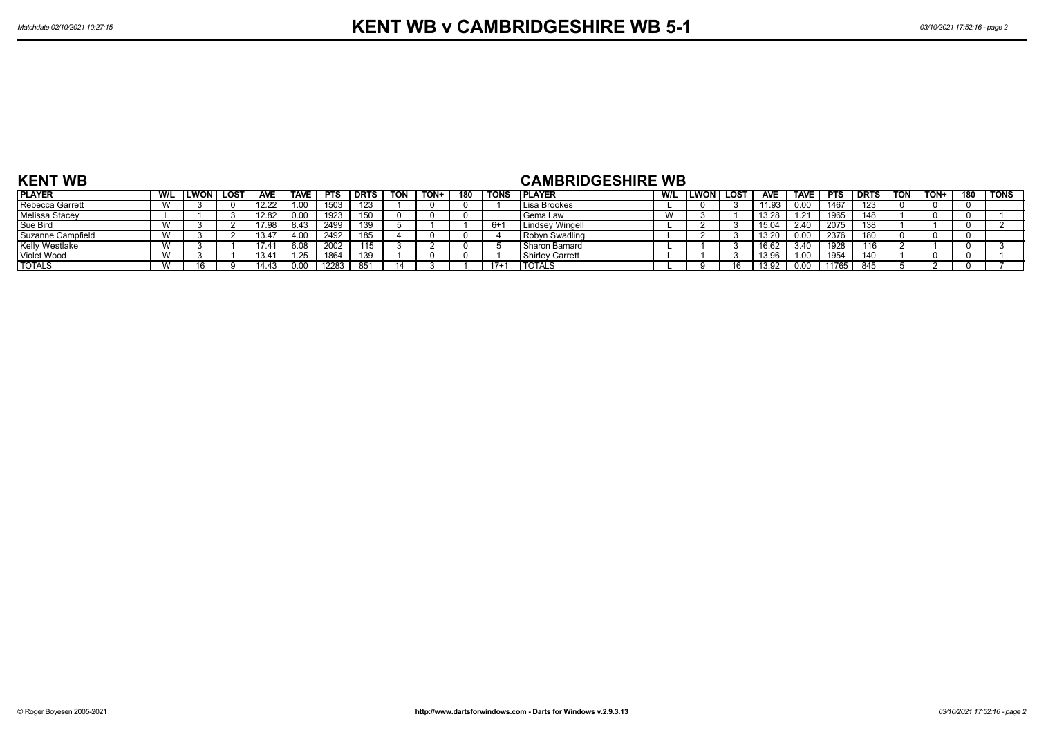# KENT WB v CAMBRIDGESHIRE WB 5-1

Matchdate 02/10/2021 10:27:15

## KENT WB

| PLAYER | W/L | LWON | LOST | AVE | TAVE | PTS | DRTS | TON | TON+ | 180 | TONS |
|---|---|---|---|---|---|---|---|---|---|---|---|
| Rebecca Garrett | W | 3 | 0 | 12.22 | 1.00 | 1503 | 123 | 1 | 0 | 0 | 1 |
| Melissa Stacey | L | 1 | 3 | 12.82 | 0.00 | 1923 | 150 | 0 | 0 | 0 | |
| Sue Bird | W | 3 | 2 | 17.98 | 8.43 | 2499 | 139 | 5 | 1 | 1 | 6+1 |
| Suzanne Campfield | W | 3 | 2 | 13.47 | 4.00 | 2492 | 185 | 4 | 0 | 0 | 4 |
| Kelly Westlake | W | 3 | 1 | 17.41 | 6.08 | 2002 | 115 | 3 | 2 | 0 | 5 |
| Violet Wood | W | 3 | 1 | 13.41 | 1.25 | 1864 | 139 | 1 | 0 | 0 | 1 |
| TOTALS | W | 16 | 9 | 14.43 | 0.00 | 12283 | 851 | 14 | 3 | 1 | 17+1 |

## CAMBRIDGESHIRE WB

| PLAYER | W/L | LWON | LOST | AVE | TAVE | PTS | DRTS | TON | TON+ | 180 | TONS |
|---|---|---|---|---|---|---|---|---|---|---|---|
| Lisa Brookes | L | 0 | 3 | 11.93 | 0.00 | 1467 | 123 | 0 | 0 | 0 | |
| Gema Law | W | 3 | 1 | 13.28 | 1.21 | 1965 | 148 | 1 | 0 | 0 | 1 |
| Lindsey Wingell | L | 2 | 3 | 15.04 | 2.40 | 2075 | 138 | 1 | 1 | 0 | 2 |
| Robyn Swadling | L | 2 | 3 | 13.20 | 0.00 | 2376 | 180 | 0 | 0 | 0 | |
| Sharon Barnard | L | 1 | 3 | 16.62 | 3.40 | 1928 | 116 | 2 | 1 | 0 | 3 |
| Shirley Carrett | L | 1 | 3 | 13.96 | 1.00 | 1954 | 140 | 1 | 0 | 0 | 1 |
| TOTALS | L | 9 | 16 | 13.92 | 0.00 | 11765 | 845 | 5 | 2 | 0 | 7 |